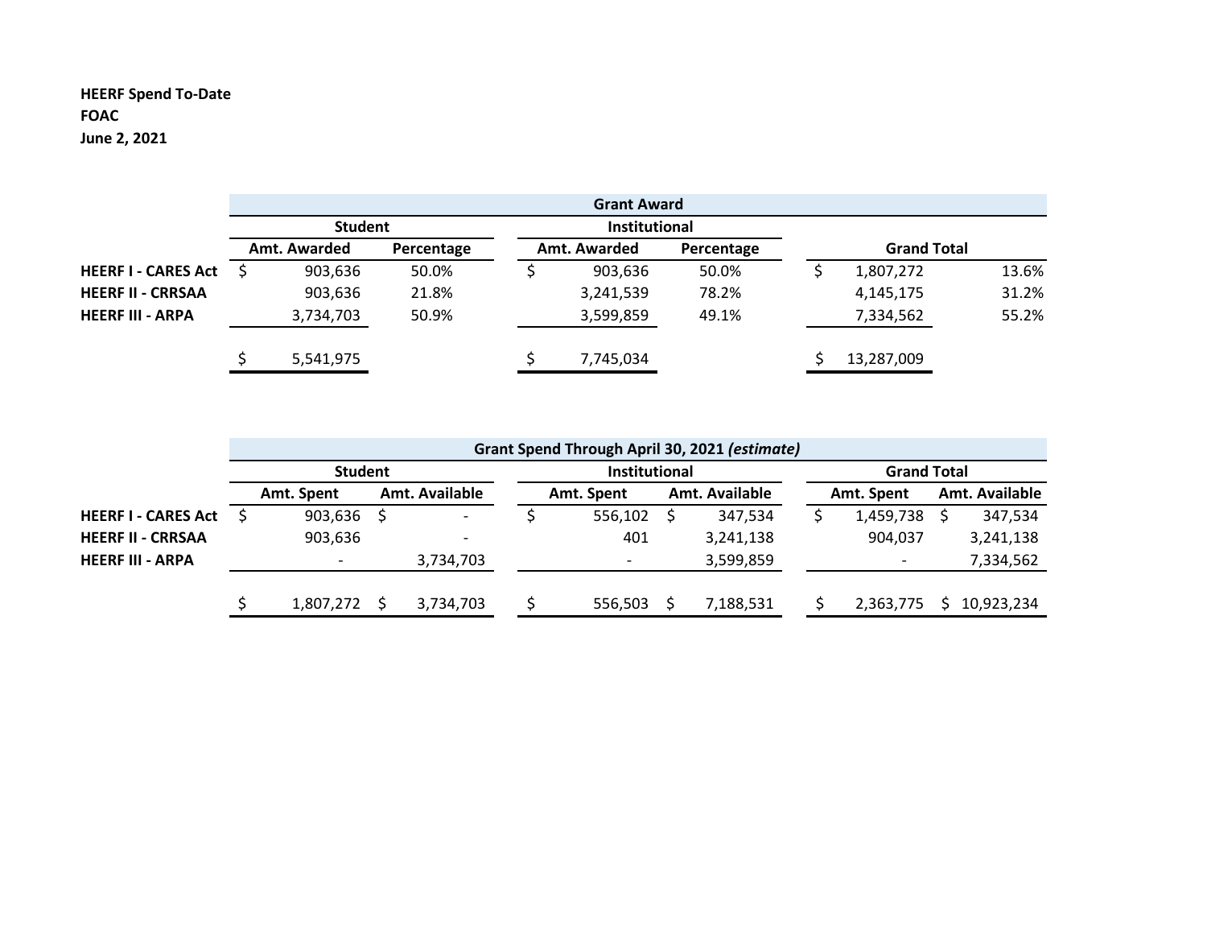**HEERF Spend To-Date**
**FOAC**
**June 2, 2021**

| | Grant Award | | | | | |
|---|---|---|---|---|---|---|
| | Student | | Institutional | | Grand Total | |
| | Amt. Awarded | Percentage | Amt. Awarded | Percentage | | |
| **HEERF I - CARES Act** | $ 903,636 | 50.0% | $ 903,636 | 50.0% | $ 1,807,272 | 13.6% |
| **HEERF II - CRRSAA** | 903,636 | 21.8% | 3,241,539 | 78.2% | 4,145,175 | 31.2% |
| **HEERF III - ARPA** | 3,734,703 | 50.9% | 3,599,859 | 49.1% | 7,334,562 | 55.2% |
| | $ 5,541,975 | | $ 7,745,034 | | $ 13,287,009 | |

| | Grant Spend Through April 30, 2021 *(estimate)* | | | | | |
|---|---|---|---|---|---|---|
| | Student | | Institutional | | Grand Total | |
| | Amt. Spent | Amt. Available | Amt. Spent | Amt. Available | Amt. Spent | Amt. Available |
| **HEERF I - CARES Act** | $ 903,636 | $ - | $ 556,102 | $ 347,534 | $ 1,459,738 | $ 347,534 |
| **HEERF II - CRRSAA** | 903,636 | - | 401 | 3,241,138 | 904,037 | 3,241,138 |
| **HEERF III - ARPA** | - | 3,734,703 | - | 3,599,859 | - | 7,334,562 |
| | $ 1,807,272 | $ 3,734,703 | $ 556,503 | $ 7,188,531 | $ 2,363,775 | $ 10,923,234 |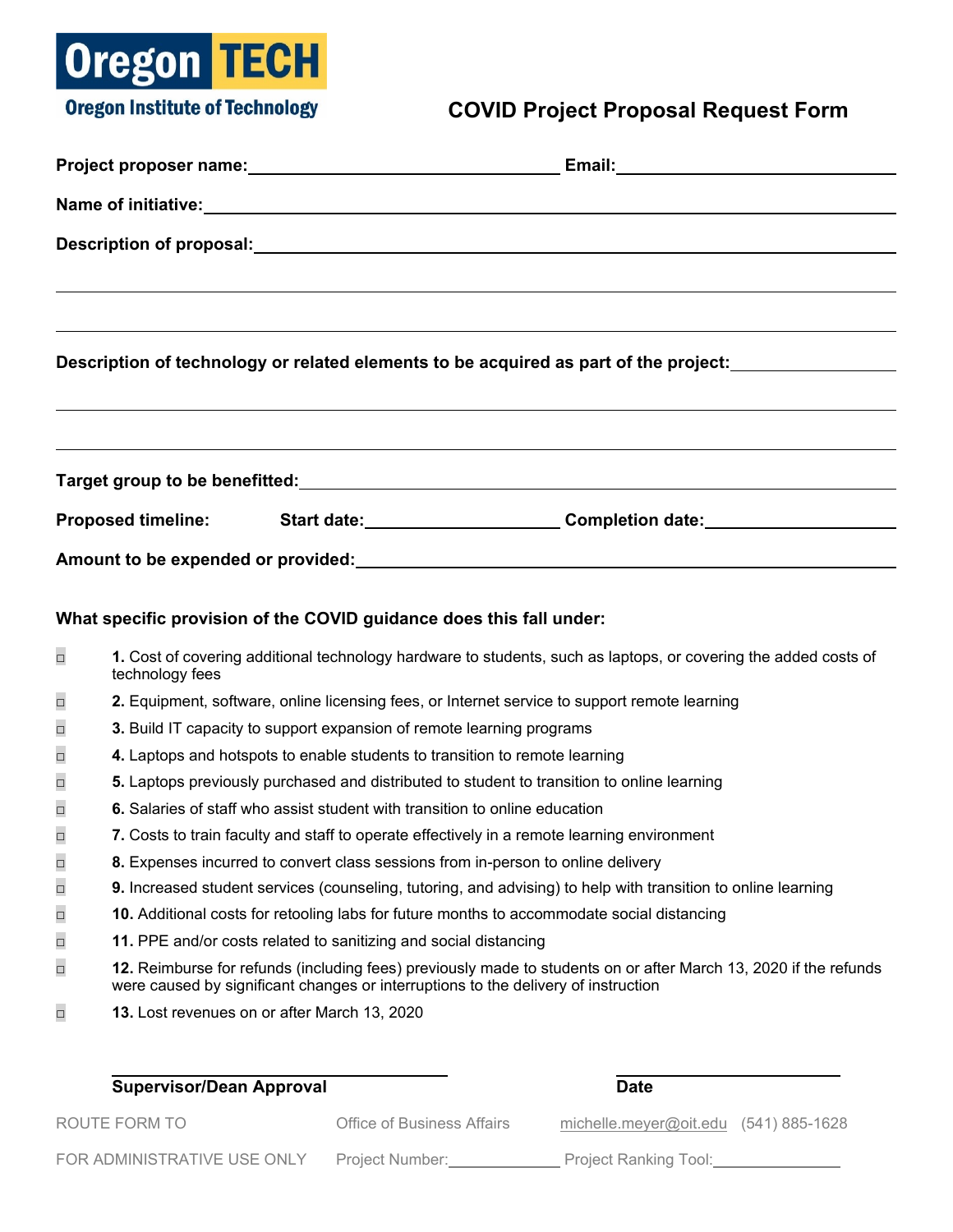Oregon TECH
Oregon Institute of Technology

# COVID Project Proposal Request Form

**Project proposer name:** \_\_\_\_\_\_\_\_\_\_\_\_\_\_\_\_\_\_\_\_ **Email:** \_\_\_\_\_\_\_\_\_\_\_\_\_\_\_\_\_\_\_\_

**Name of initiative:** \_\_\_\_\_\_\_\_\_\_\_\_\_\_\_\_\_\_\_\_\_\_\_\_\_\_\_\_\_\_\_\_\_\_\_\_\_\_\_\_

**Description of proposal:** \_\_\_\_\_\_\_\_\_\_\_\_\_\_\_\_\_\_\_\_\_\_\_\_\_\_\_\_\_\_\_\_\_\_\_\_\_\_\_\_

**Description of technology or related elements to be acquired as part of the project:** \_\_\_\_\_\_\_\_\_\_\_\_\_\_\_\_\_\_\_\_

**Target group to be benefitted:** \_\_\_\_\_\_\_\_\_\_\_\_\_\_\_\_\_\_\_\_\_\_\_\_\_\_\_\_\_\_\_\_\_\_\_\_\_\_\_\_

**Proposed timeline:** **Start date:** \_\_\_\_\_\_\_\_\_\_\_\_\_\_\_\_\_\_\_\_ **Completion date:** \_\_\_\_\_\_\_\_\_\_\_\_\_\_\_\_\_\_\_\_

**Amount to be expended or provided:** \_\_\_\_\_\_\_\_\_\_\_\_\_\_\_\_\_\_\_\_\_\_\_\_\_\_\_\_\_\_\_\_\_\_\_\_\_\_\_\_

**What specific provision of the COVID guidance does this fall under:**

- ☐ **1.** Cost of covering additional technology hardware to students, such as laptops, or covering the added costs of technology fees
- ☐ **2.** Equipment, software, online licensing fees, or Internet service to support remote learning
- ☐ **3.** Build IT capacity to support expansion of remote learning programs
- ☐ **4.** Laptops and hotspots to enable students to transition to remote learning
- ☐ **5.** Laptops previously purchased and distributed to student to transition to online learning
- ☐ **6.** Salaries of staff who assist student with transition to online education
- ☐ **7.** Costs to train faculty and staff to operate effectively in a remote learning environment
- ☐ **8.** Expenses incurred to convert class sessions from in-person to online delivery
- ☐ **9.** Increased student services (counseling, tutoring, and advising) to help with transition to online learning
- ☐ **10.** Additional costs for retooling labs for future months to accommodate social distancing
- ☐ **11.** PPE and/or costs related to sanitizing and social distancing
- ☐ **12.** Reimburse for refunds (including fees) previously made to students on or after March 13, 2020 if the refunds were caused by significant changes or interruptions to the delivery of instruction
- ☐ **13.** Lost revenues on or after March 13, 2020

\_\_\_\_\_\_\_\_\_\_\_\_\_\_\_\_\_\_\_\_ \_\_\_\_\_\_\_\_\_\_\_\_\_\_\_\_\_\_\_\_
**Supervisor/Dean Approval** **Date**

ROUTE FORM TO Office of Business Affairs michelle.meyer@oit.edu (541) 885-1628

FOR ADMINISTRATIVE USE ONLY Project Number: \_\_\_\_\_\_\_\_\_\_\_\_ Project Ranking Tool: \_\_\_\_\_\_\_\_\_\_\_\_